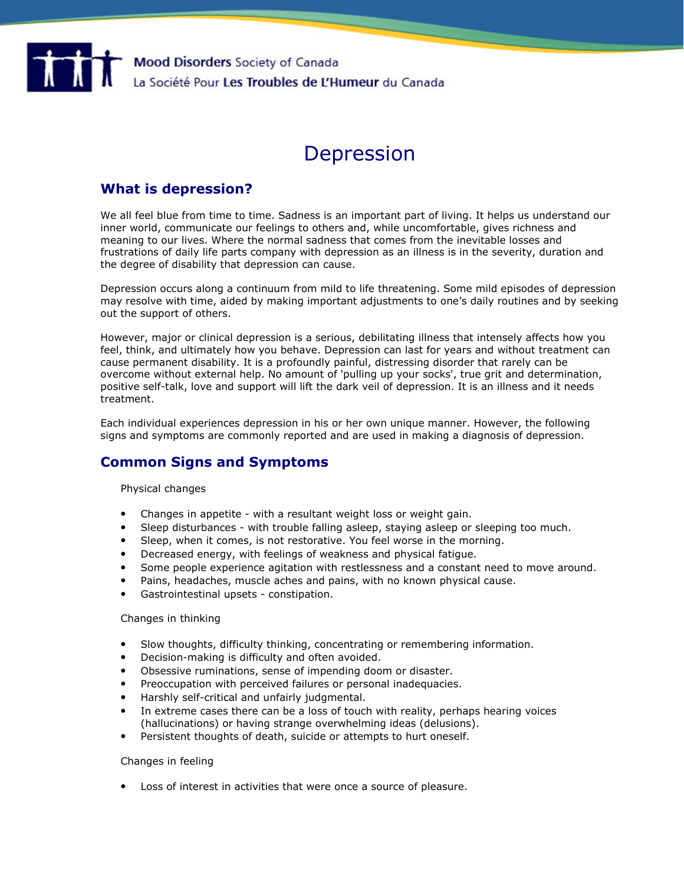Mood Disorders Society of Canada
La Société Pour Les Troubles de L'Humeur du Canada

# Depression

## What is depression?

We all feel blue from time to time. Sadness is an important part of living. It helps us understand our inner world, communicate our feelings to others and, while uncomfortable, gives richness and meaning to our lives. Where the normal sadness that comes from the inevitable losses and frustrations of daily life parts company with depression as an illness is in the severity, duration and the degree of disability that depression can cause.

Depression occurs along a continuum from mild to life threatening. Some mild episodes of depression may resolve with time, aided by making important adjustments to one's daily routines and by seeking out the support of others.

However, major or clinical depression is a serious, debilitating illness that intensely affects how you feel, think, and ultimately how you behave. Depression can last for years and without treatment can cause permanent disability. It is a profoundly painful, distressing disorder that rarely can be overcome without external help. No amount of 'pulling up your socks', true grit and determination, positive self-talk, love and support will lift the dark veil of depression. It is an illness and it needs treatment.

Each individual experiences depression in his or her own unique manner. However, the following signs and symptoms are commonly reported and are used in making a diagnosis of depression.

## Common Signs and Symptoms

Physical changes

- Changes in appetite - with a resultant weight loss or weight gain.
- Sleep disturbances - with trouble falling asleep, staying asleep or sleeping too much.
- Sleep, when it comes, is not restorative. You feel worse in the morning.
- Decreased energy, with feelings of weakness and physical fatigue.
- Some people experience agitation with restlessness and a constant need to move around.
- Pains, headaches, muscle aches and pains, with no known physical cause.
- Gastrointestinal upsets - constipation.

Changes in thinking

- Slow thoughts, difficulty thinking, concentrating or remembering information.
- Decision-making is difficulty and often avoided.
- Obsessive ruminations, sense of impending doom or disaster.
- Preoccupation with perceived failures or personal inadequacies.
- Harshly self-critical and unfairly judgmental.
- In extreme cases there can be a loss of touch with reality, perhaps hearing voices (hallucinations) or having strange overwhelming ideas (delusions).
- Persistent thoughts of death, suicide or attempts to hurt oneself.

Changes in feeling

- Loss of interest in activities that were once a source of pleasure.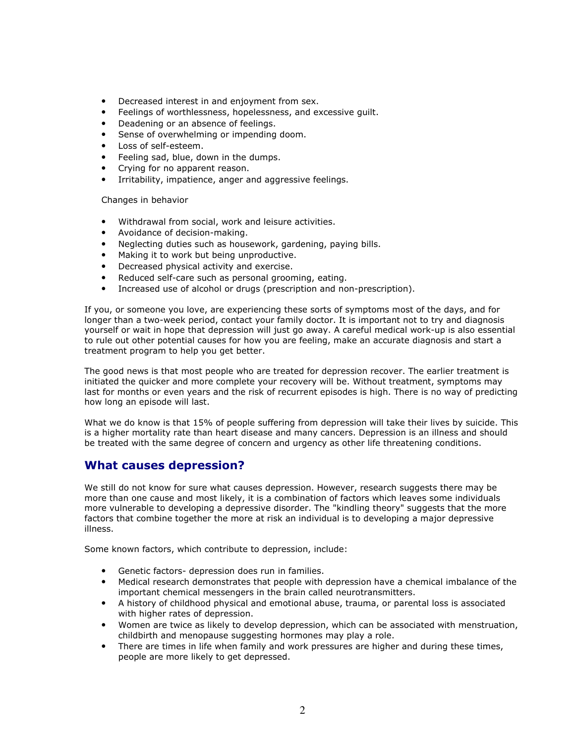- Decreased interest in and enjoyment from sex.
- Feelings of worthlessness, hopelessness, and excessive guilt.
- Deadening or an absence of feelings.
- Sense of overwhelming or impending doom.
- Loss of self-esteem.
- Feeling sad, blue, down in the dumps.
- Crying for no apparent reason.
- Irritability, impatience, anger and aggressive feelings.

Changes in behavior

- Withdrawal from social, work and leisure activities.
- Avoidance of decision-making.
- Neglecting duties such as housework, gardening, paying bills.
- Making it to work but being unproductive.
- Decreased physical activity and exercise.
- Reduced self-care such as personal grooming, eating.
- Increased use of alcohol or drugs (prescription and non-prescription).

If you, or someone you love, are experiencing these sorts of symptoms most of the days, and for longer than a two-week period, contact your family doctor. It is important not to try and diagnosis yourself or wait in hope that depression will just go away. A careful medical work-up is also essential to rule out other potential causes for how you are feeling, make an accurate diagnosis and start a treatment program to help you get better.

The good news is that most people who are treated for depression recover. The earlier treatment is initiated the quicker and more complete your recovery will be. Without treatment, symptoms may last for months or even years and the risk of recurrent episodes is high. There is no way of predicting how long an episode will last.

What we do know is that 15% of people suffering from depression will take their lives by suicide. This is a higher mortality rate than heart disease and many cancers. Depression is an illness and should be treated with the same degree of concern and urgency as other life threatening conditions.

## What causes depression?

We still do not know for sure what causes depression. However, research suggests there may be more than one cause and most likely, it is a combination of factors which leaves some individuals more vulnerable to developing a depressive disorder. The "kindling theory" suggests that the more factors that combine together the more at risk an individual is to developing a major depressive illness.

Some known factors, which contribute to depression, include:

- Genetic factors- depression does run in families.
- Medical research demonstrates that people with depression have a chemical imbalance of the important chemical messengers in the brain called neurotransmitters.
- A history of childhood physical and emotional abuse, trauma, or parental loss is associated with higher rates of depression.
- Women are twice as likely to develop depression, which can be associated with menstruation, childbirth and menopause suggesting hormones may play a role.
- There are times in life when family and work pressures are higher and during these times, people are more likely to get depressed.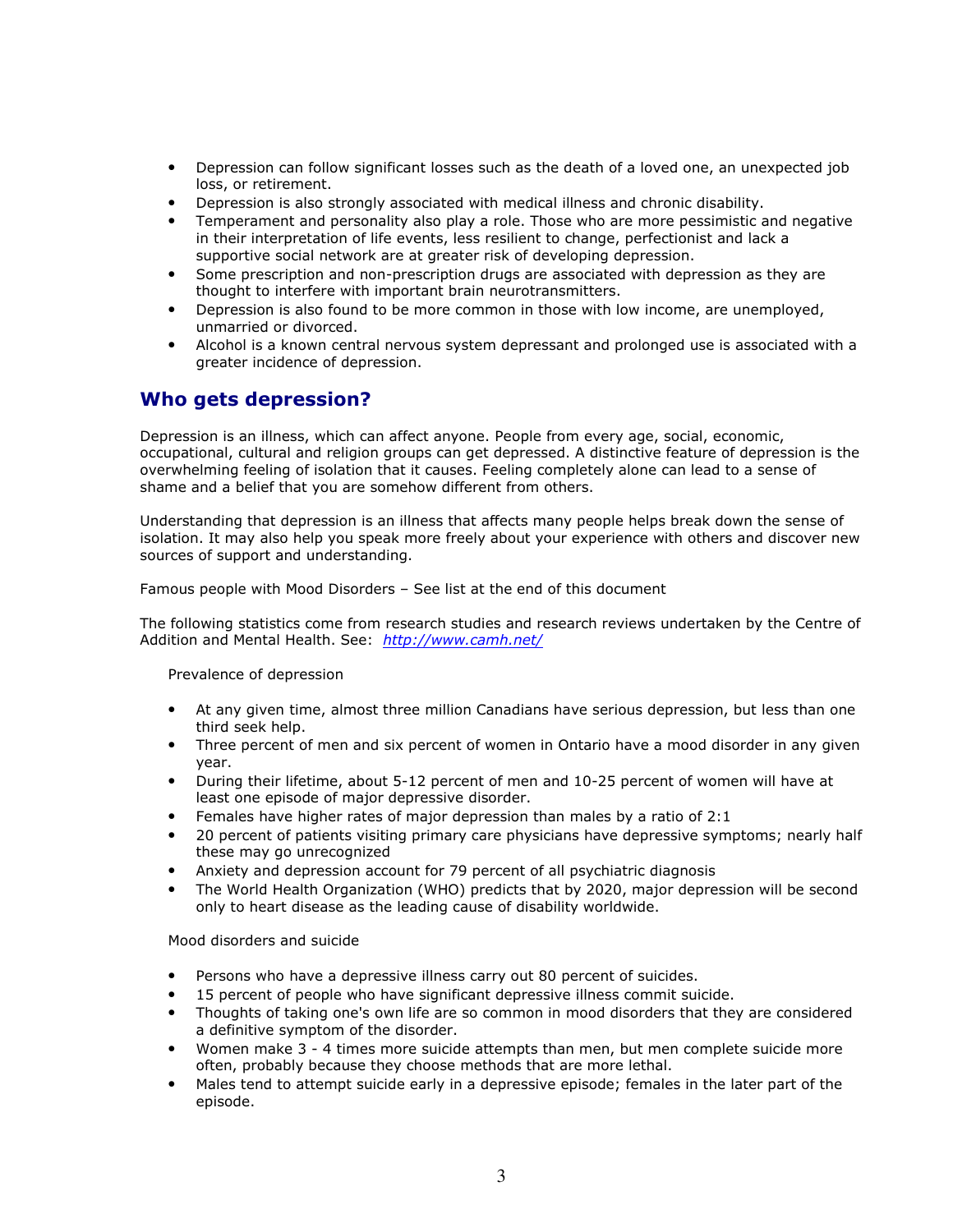- Depression can follow significant losses such as the death of a loved one, an unexpected job loss, or retirement.
- Depression is also strongly associated with medical illness and chronic disability.
- Temperament and personality also play a role. Those who are more pessimistic and negative in their interpretation of life events, less resilient to change, perfectionist and lack a supportive social network are at greater risk of developing depression.
- Some prescription and non-prescription drugs are associated with depression as they are thought to interfere with important brain neurotransmitters.
- Depression is also found to be more common in those with low income, are unemployed, unmarried or divorced.
- Alcohol is a known central nervous system depressant and prolonged use is associated with a greater incidence of depression.

## Who gets depression?

Depression is an illness, which can affect anyone. People from every age, social, economic, occupational, cultural and religion groups can get depressed. A distinctive feature of depression is the overwhelming feeling of isolation that it causes. Feeling completely alone can lead to a sense of shame and a belief that you are somehow different from others.

Understanding that depression is an illness that affects many people helps break down the sense of isolation. It may also help you speak more freely about your experience with others and discover new sources of support and understanding.

Famous people with Mood Disorders – See list at the end of this document

The following statistics come from research studies and research reviews undertaken by the Centre of Addition and Mental Health. See: *http://www.camh.net/*

Prevalence of depression

- At any given time, almost three million Canadians have serious depression, but less than one third seek help.
- Three percent of men and six percent of women in Ontario have a mood disorder in any given year.
- During their lifetime, about 5-12 percent of men and 10-25 percent of women will have at least one episode of major depressive disorder.
- Females have higher rates of major depression than males by a ratio of 2:1
- 20 percent of patients visiting primary care physicians have depressive symptoms; nearly half these may go unrecognized
- Anxiety and depression account for 79 percent of all psychiatric diagnosis
- The World Health Organization (WHO) predicts that by 2020, major depression will be second only to heart disease as the leading cause of disability worldwide.

Mood disorders and suicide

- Persons who have a depressive illness carry out 80 percent of suicides.
- 15 percent of people who have significant depressive illness commit suicide.
- Thoughts of taking one's own life are so common in mood disorders that they are considered a definitive symptom of the disorder.
- Women make 3 - 4 times more suicide attempts than men, but men complete suicide more often, probably because they choose methods that are more lethal.
- Males tend to attempt suicide early in a depressive episode; females in the later part of the episode.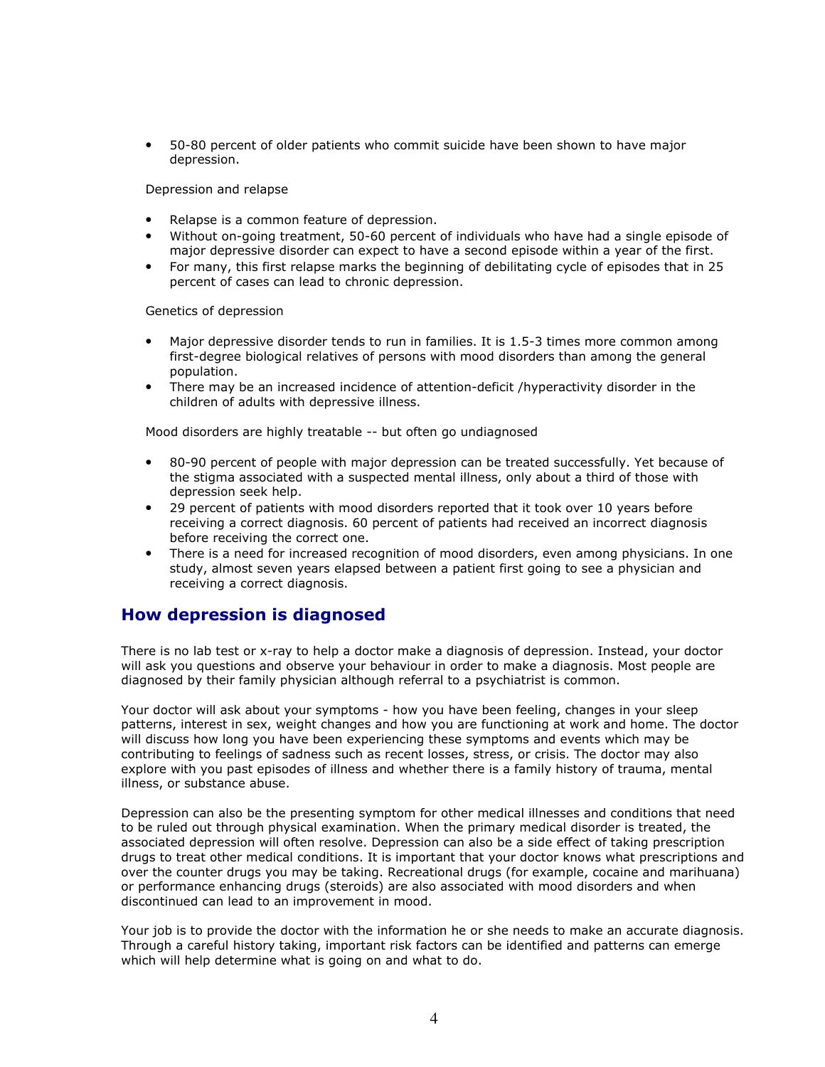- 50-80 percent of older patients who commit suicide have been shown to have major depression.

Depression and relapse

- Relapse is a common feature of depression.
- Without on-going treatment, 50-60 percent of individuals who have had a single episode of major depressive disorder can expect to have a second episode within a year of the first.
- For many, this first relapse marks the beginning of debilitating cycle of episodes that in 25 percent of cases can lead to chronic depression.

Genetics of depression

- Major depressive disorder tends to run in families. It is 1.5-3 times more common among first-degree biological relatives of persons with mood disorders than among the general population.
- There may be an increased incidence of attention-deficit /hyperactivity disorder in the children of adults with depressive illness.

Mood disorders are highly treatable -- but often go undiagnosed

- 80-90 percent of people with major depression can be treated successfully. Yet because of the stigma associated with a suspected mental illness, only about a third of those with depression seek help.
- 29 percent of patients with mood disorders reported that it took over 10 years before receiving a correct diagnosis. 60 percent of patients had received an incorrect diagnosis before receiving the correct one.
- There is a need for increased recognition of mood disorders, even among physicians. In one study, almost seven years elapsed between a patient first going to see a physician and receiving a correct diagnosis.

## How depression is diagnosed

There is no lab test or x-ray to help a doctor make a diagnosis of depression. Instead, your doctor will ask you questions and observe your behaviour in order to make a diagnosis. Most people are diagnosed by their family physician although referral to a psychiatrist is common.

Your doctor will ask about your symptoms - how you have been feeling, changes in your sleep patterns, interest in sex, weight changes and how you are functioning at work and home. The doctor will discuss how long you have been experiencing these symptoms and events which may be contributing to feelings of sadness such as recent losses, stress, or crisis. The doctor may also explore with you past episodes of illness and whether there is a family history of trauma, mental illness, or substance abuse.

Depression can also be the presenting symptom for other medical illnesses and conditions that need to be ruled out through physical examination. When the primary medical disorder is treated, the associated depression will often resolve. Depression can also be a side effect of taking prescription drugs to treat other medical conditions. It is important that your doctor knows what prescriptions and over the counter drugs you may be taking. Recreational drugs (for example, cocaine and marihuana) or performance enhancing drugs (steroids) are also associated with mood disorders and when discontinued can lead to an improvement in mood.

Your job is to provide the doctor with the information he or she needs to make an accurate diagnosis. Through a careful history taking, important risk factors can be identified and patterns can emerge which will help determine what is going on and what to do.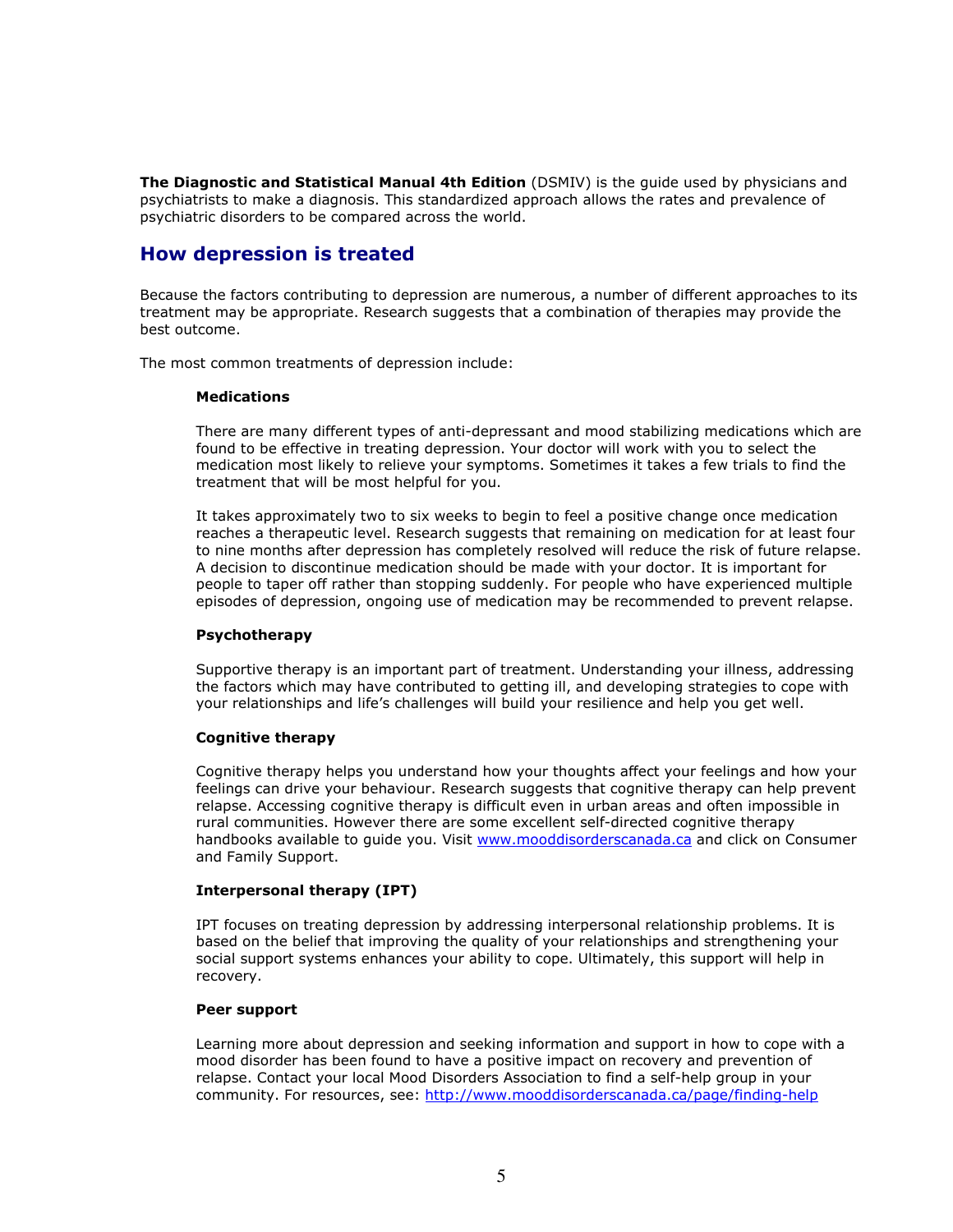**The Diagnostic and Statistical Manual 4th Edition** (DSMIV) is the guide used by physicians and psychiatrists to make a diagnosis. This standardized approach allows the rates and prevalence of psychiatric disorders to be compared across the world.

## How depression is treated

Because the factors contributing to depression are numerous, a number of different approaches to its treatment may be appropriate. Research suggests that a combination of therapies may provide the best outcome.

The most common treatments of depression include:

**Medications**

There are many different types of anti-depressant and mood stabilizing medications which are found to be effective in treating depression. Your doctor will work with you to select the medication most likely to relieve your symptoms. Sometimes it takes a few trials to find the treatment that will be most helpful for you.

It takes approximately two to six weeks to begin to feel a positive change once medication reaches a therapeutic level. Research suggests that remaining on medication for at least four to nine months after depression has completely resolved will reduce the risk of future relapse. A decision to discontinue medication should be made with your doctor. It is important for people to taper off rather than stopping suddenly. For people who have experienced multiple episodes of depression, ongoing use of medication may be recommended to prevent relapse.

**Psychotherapy**

Supportive therapy is an important part of treatment. Understanding your illness, addressing the factors which may have contributed to getting ill, and developing strategies to cope with your relationships and life's challenges will build your resilience and help you get well.

**Cognitive therapy**

Cognitive therapy helps you understand how your thoughts affect your feelings and how your feelings can drive your behaviour. Research suggests that cognitive therapy can help prevent relapse. Accessing cognitive therapy is difficult even in urban areas and often impossible in rural communities. However there are some excellent self-directed cognitive therapy handbooks available to guide you. Visit [www.mooddisorderscanada.ca](http://www.mooddisorderscanada.ca) and click on Consumer and Family Support.

**Interpersonal therapy (IPT)**

IPT focuses on treating depression by addressing interpersonal relationship problems. It is based on the belief that improving the quality of your relationships and strengthening your social support systems enhances your ability to cope. Ultimately, this support will help in recovery.

**Peer support**

Learning more about depression and seeking information and support in how to cope with a mood disorder has been found to have a positive impact on recovery and prevention of relapse. Contact your local Mood Disorders Association to find a self-help group in your community. For resources, see: [http://www.mooddisorderscanada.ca/page/finding-help](http://www.mooddisorderscanada.ca/page/finding-help)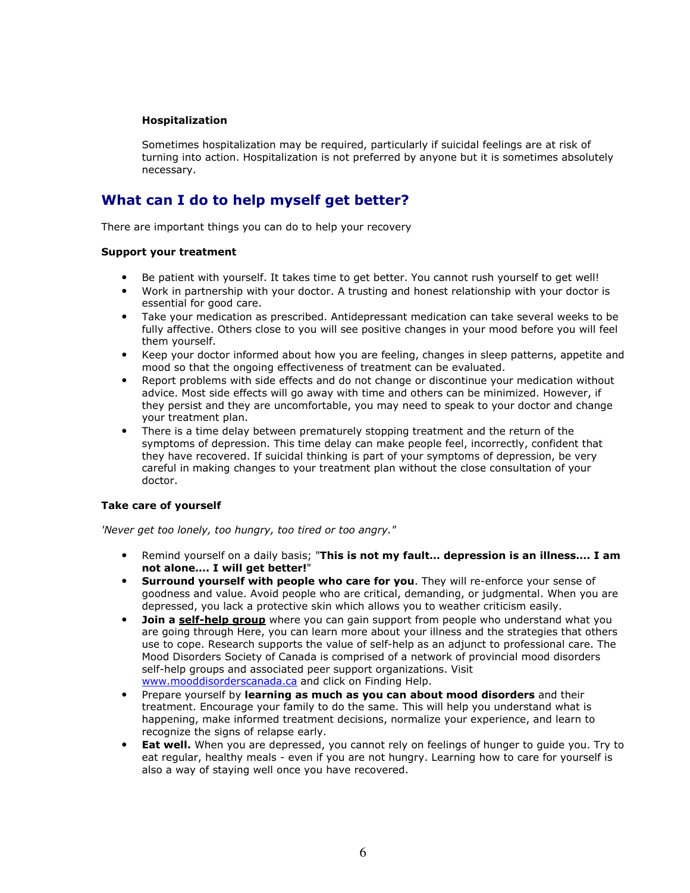**Hospitalization**

Sometimes hospitalization may be required, particularly if suicidal feelings are at risk of turning into action. Hospitalization is not preferred by anyone but it is sometimes absolutely necessary.

## What can I do to help myself get better?

There are important things you can do to help your recovery

**Support your treatment**

- Be patient with yourself. It takes time to get better. You cannot rush yourself to get well!
- Work in partnership with your doctor. A trusting and honest relationship with your doctor is essential for good care.
- Take your medication as prescribed. Antidepressant medication can take several weeks to be fully affective. Others close to you will see positive changes in your mood before you will feel them yourself.
- Keep your doctor informed about how you are feeling, changes in sleep patterns, appetite and mood so that the ongoing effectiveness of treatment can be evaluated.
- Report problems with side effects and do not change or discontinue your medication without advice. Most side effects will go away with time and others can be minimized. However, if they persist and they are uncomfortable, you may need to speak to your doctor and change your treatment plan.
- There is a time delay between prematurely stopping treatment and the return of the symptoms of depression. This time delay can make people feel, incorrectly, confident that they have recovered. If suicidal thinking is part of your symptoms of depression, be very careful in making changes to your treatment plan without the close consultation of your doctor.

**Take care of yourself**

*'Never get too lonely, too hungry, too tired or too angry."*

- Remind yourself on a daily basis; "**This is not my fault… depression is an illness…. I am not alone…. I will get better!**"
- **Surround yourself with people who care for you**. They will re-enforce your sense of goodness and value. Avoid people who are critical, demanding, or judgmental. When you are depressed, you lack a protective skin which allows you to weather criticism easily.
- **Join a self-help group** where you can gain support from people who understand what you are going through Here, you can learn more about your illness and the strategies that others use to cope. Research supports the value of self-help as an adjunct to professional care. The Mood Disorders Society of Canada is comprised of a network of provincial mood disorders self-help groups and associated peer support organizations. Visit www.mooddisorderscanada.ca and click on Finding Help.
- Prepare yourself by **learning as much as you can about mood disorders** and their treatment. Encourage your family to do the same. This will help you understand what is happening, make informed treatment decisions, normalize your experience, and learn to recognize the signs of relapse early.
- **Eat well.** When you are depressed, you cannot rely on feelings of hunger to guide you. Try to eat regular, healthy meals - even if you are not hungry. Learning how to care for yourself is also a way of staying well once you have recovered.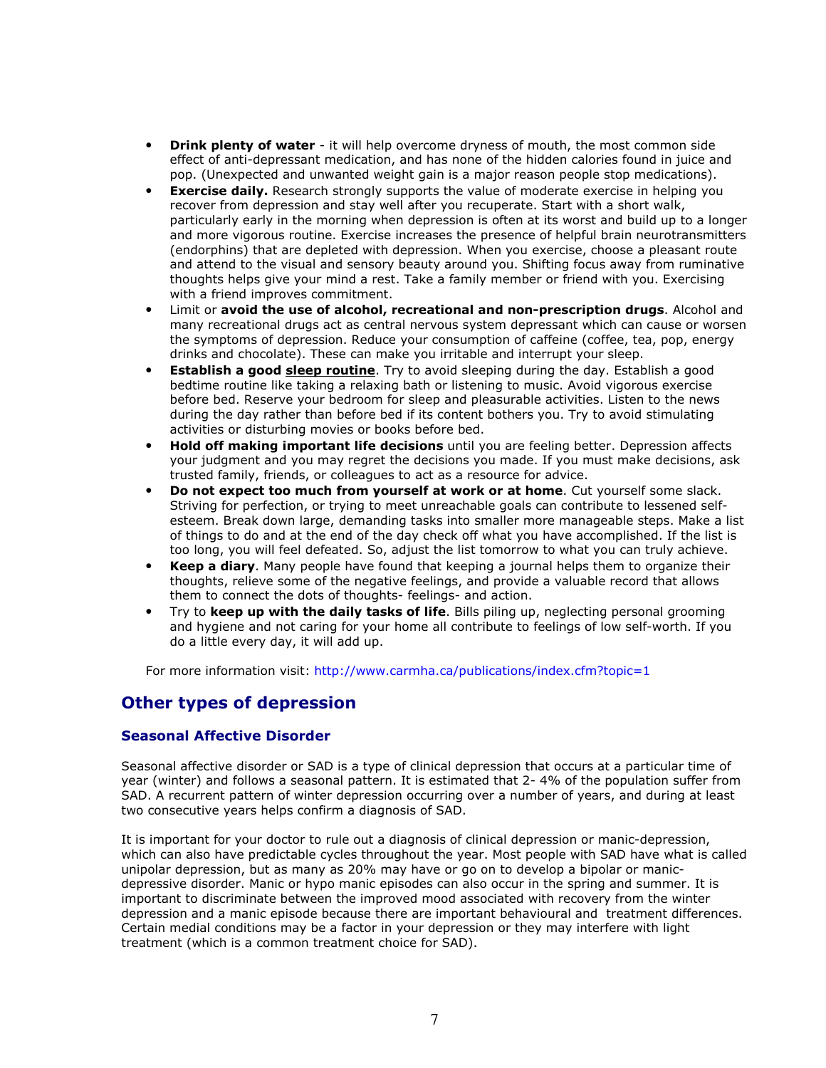- **Drink plenty of water** - it will help overcome dryness of mouth, the most common side effect of anti-depressant medication, and has none of the hidden calories found in juice and pop. (Unexpected and unwanted weight gain is a major reason people stop medications).
- **Exercise daily.** Research strongly supports the value of moderate exercise in helping you recover from depression and stay well after you recuperate. Start with a short walk, particularly early in the morning when depression is often at its worst and build up to a longer and more vigorous routine. Exercise increases the presence of helpful brain neurotransmitters (endorphins) that are depleted with depression. When you exercise, choose a pleasant route and attend to the visual and sensory beauty around you. Shifting focus away from ruminative thoughts helps give your mind a rest. Take a family member or friend with you. Exercising with a friend improves commitment.
- Limit or **avoid the use of alcohol, recreational and non-prescription drugs**. Alcohol and many recreational drugs act as central nervous system depressant which can cause or worsen the symptoms of depression. Reduce your consumption of caffeine (coffee, tea, pop, energy drinks and chocolate). These can make you irritable and interrupt your sleep.
- **Establish a good <u>sleep routine</u>**. Try to avoid sleeping during the day. Establish a good bedtime routine like taking a relaxing bath or listening to music. Avoid vigorous exercise before bed. Reserve your bedroom for sleep and pleasurable activities. Listen to the news during the day rather than before bed if its content bothers you. Try to avoid stimulating activities or disturbing movies or books before bed.
- **Hold off making important life decisions** until you are feeling better. Depression affects your judgment and you may regret the decisions you made. If you must make decisions, ask trusted family, friends, or colleagues to act as a resource for advice.
- **Do not expect too much from yourself at work or at home**. Cut yourself some slack. Striving for perfection, or trying to meet unreachable goals can contribute to lessened self-esteem. Break down large, demanding tasks into smaller more manageable steps. Make a list of things to do and at the end of the day check off what you have accomplished. If the list is too long, you will feel defeated. So, adjust the list tomorrow to what you can truly achieve.
- **Keep a diary**. Many people have found that keeping a journal helps them to organize their thoughts, relieve some of the negative feelings, and provide a valuable record that allows them to connect the dots of thoughts- feelings- and action.
- Try to **keep up with the daily tasks of life**. Bills piling up, neglecting personal grooming and hygiene and not caring for your home all contribute to feelings of low self-worth. If you do a little every day, it will add up.

For more information visit: http://www.carmha.ca/publications/index.cfm?topic=1

## Other types of depression

### Seasonal Affective Disorder

Seasonal affective disorder or SAD is a type of clinical depression that occurs at a particular time of year (winter) and follows a seasonal pattern. It is estimated that 2- 4% of the population suffer from SAD. A recurrent pattern of winter depression occurring over a number of years, and during at least two consecutive years helps confirm a diagnosis of SAD.

It is important for your doctor to rule out a diagnosis of clinical depression or manic-depression, which can also have predictable cycles throughout the year. Most people with SAD have what is called unipolar depression, but as many as 20% may have or go on to develop a bipolar or manic-depressive disorder. Manic or hypo manic episodes can also occur in the spring and summer. It is important to discriminate between the improved mood associated with recovery from the winter depression and a manic episode because there are important behavioural and treatment differences. Certain medial conditions may be a factor in your depression or they may interfere with light treatment (which is a common treatment choice for SAD).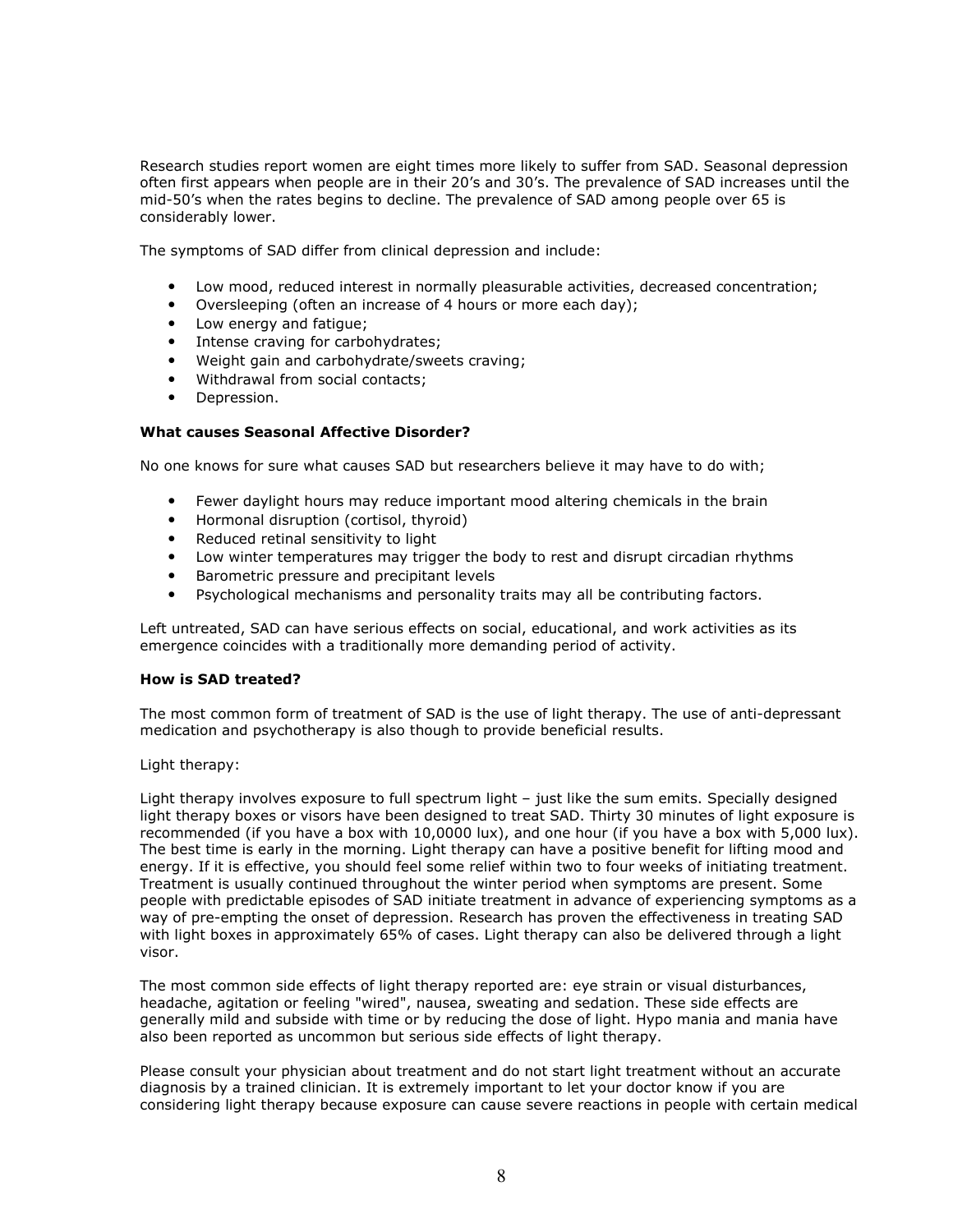Research studies report women are eight times more likely to suffer from SAD. Seasonal depression often first appears when people are in their 20's and 30's. The prevalence of SAD increases until the mid-50's when the rates begins to decline. The prevalence of SAD among people over 65 is considerably lower.

The symptoms of SAD differ from clinical depression and include:

- Low mood, reduced interest in normally pleasurable activities, decreased concentration;
- Oversleeping (often an increase of 4 hours or more each day);
- Low energy and fatigue;
- Intense craving for carbohydrates;
- Weight gain and carbohydrate/sweets craving;
- Withdrawal from social contacts;
- Depression.

**What causes Seasonal Affective Disorder?**

No one knows for sure what causes SAD but researchers believe it may have to do with;

- Fewer daylight hours may reduce important mood altering chemicals in the brain
- Hormonal disruption (cortisol, thyroid)
- Reduced retinal sensitivity to light
- Low winter temperatures may trigger the body to rest and disrupt circadian rhythms
- Barometric pressure and precipitant levels
- Psychological mechanisms and personality traits may all be contributing factors.

Left untreated, SAD can have serious effects on social, educational, and work activities as its emergence coincides with a traditionally more demanding period of activity.

**How is SAD treated?**

The most common form of treatment of SAD is the use of light therapy. The use of anti-depressant medication and psychotherapy is also though to provide beneficial results.

Light therapy:

Light therapy involves exposure to full spectrum light – just like the sum emits. Specially designed light therapy boxes or visors have been designed to treat SAD. Thirty 30 minutes of light exposure is recommended (if you have a box with 10,0000 lux), and one hour (if you have a box with 5,000 lux). The best time is early in the morning. Light therapy can have a positive benefit for lifting mood and energy. If it is effective, you should feel some relief within two to four weeks of initiating treatment. Treatment is usually continued throughout the winter period when symptoms are present. Some people with predictable episodes of SAD initiate treatment in advance of experiencing symptoms as a way of pre-empting the onset of depression. Research has proven the effectiveness in treating SAD with light boxes in approximately 65% of cases. Light therapy can also be delivered through a light visor.

The most common side effects of light therapy reported are: eye strain or visual disturbances, headache, agitation or feeling "wired", nausea, sweating and sedation. These side effects are generally mild and subside with time or by reducing the dose of light. Hypo mania and mania have also been reported as uncommon but serious side effects of light therapy.

Please consult your physician about treatment and do not start light treatment without an accurate diagnosis by a trained clinician. It is extremely important to let your doctor know if you are considering light therapy because exposure can cause severe reactions in people with certain medical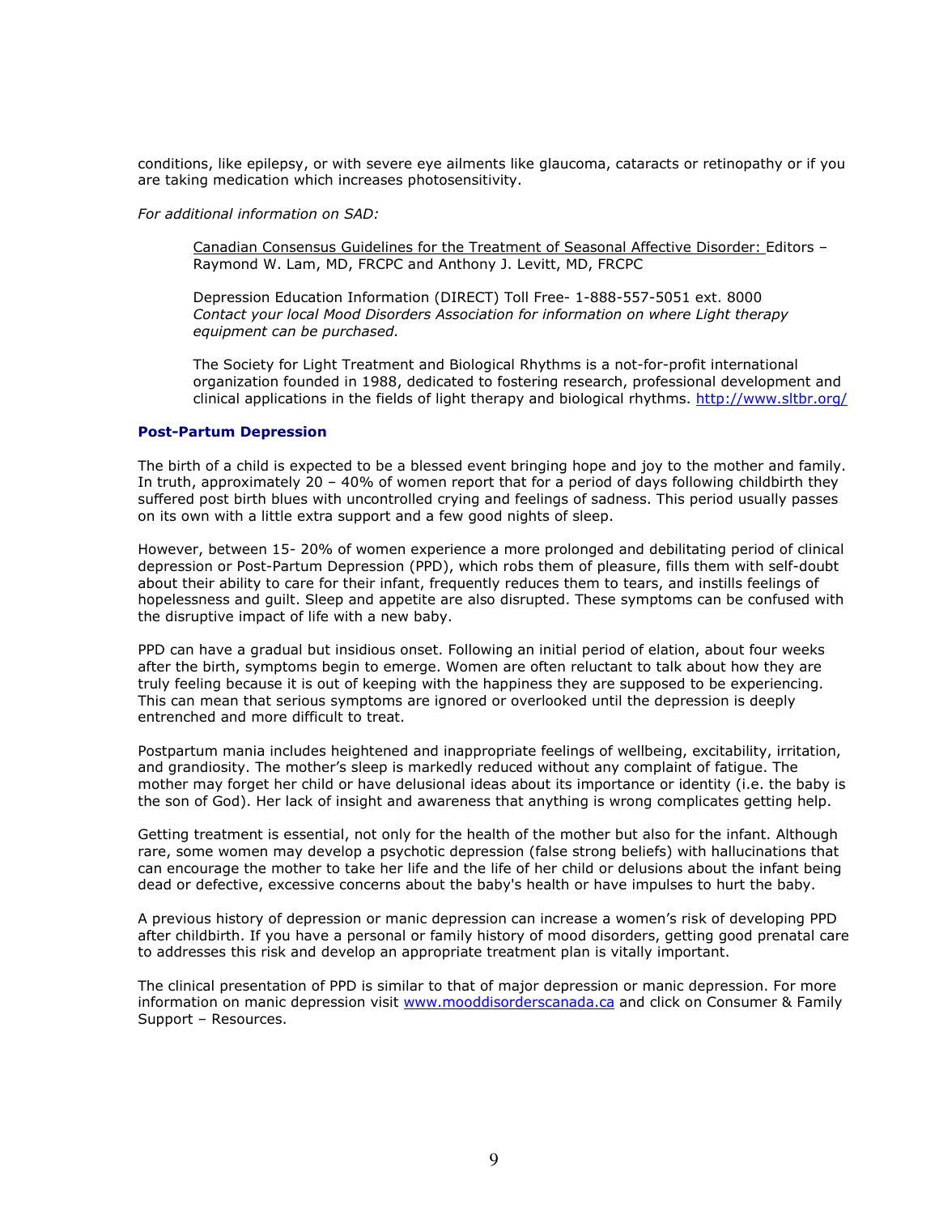conditions, like epilepsy, or with severe eye ailments like glaucoma, cataracts or retinopathy or if you are taking medication which increases photosensitivity.

*For additional information on SAD:*

> Canadian Consensus Guidelines for the Treatment of Seasonal Affective Disorder: Editors – Raymond W. Lam, MD, FRCPC and Anthony J. Levitt, MD, FRCPC
>
> Depression Education Information (DIRECT) Toll Free- 1-888-557-5051 ext. 8000
> *Contact your local Mood Disorders Association for information on where Light therapy equipment can be purchased.*
>
> The Society for Light Treatment and Biological Rhythms is a not-for-profit international organization founded in 1988, dedicated to fostering research, professional development and clinical applications in the fields of light therapy and biological rhythms. http://www.sltbr.org/

### Post-Partum Depression

The birth of a child is expected to be a blessed event bringing hope and joy to the mother and family. In truth, approximately 20 – 40% of women report that for a period of days following childbirth they suffered post birth blues with uncontrolled crying and feelings of sadness. This period usually passes on its own with a little extra support and a few good nights of sleep.

However, between 15- 20% of women experience a more prolonged and debilitating period of clinical depression or Post-Partum Depression (PPD), which robs them of pleasure, fills them with self-doubt about their ability to care for their infant, frequently reduces them to tears, and instills feelings of hopelessness and guilt. Sleep and appetite are also disrupted. These symptoms can be confused with the disruptive impact of life with a new baby.

PPD can have a gradual but insidious onset. Following an initial period of elation, about four weeks after the birth, symptoms begin to emerge. Women are often reluctant to talk about how they are truly feeling because it is out of keeping with the happiness they are supposed to be experiencing. This can mean that serious symptoms are ignored or overlooked until the depression is deeply entrenched and more difficult to treat.

Postpartum mania includes heightened and inappropriate feelings of wellbeing, excitability, irritation, and grandiosity. The mother's sleep is markedly reduced without any complaint of fatigue. The mother may forget her child or have delusional ideas about its importance or identity (i.e. the baby is the son of God). Her lack of insight and awareness that anything is wrong complicates getting help.

Getting treatment is essential, not only for the health of the mother but also for the infant. Although rare, some women may develop a psychotic depression (false strong beliefs) with hallucinations that can encourage the mother to take her life and the life of her child or delusions about the infant being dead or defective, excessive concerns about the baby's health or have impulses to hurt the baby.

A previous history of depression or manic depression can increase a women's risk of developing PPD after childbirth. If you have a personal or family history of mood disorders, getting good prenatal care to addresses this risk and develop an appropriate treatment plan is vitally important.

The clinical presentation of PPD is similar to that of major depression or manic depression. For more information on manic depression visit www.mooddisorderscanada.ca and click on Consumer & Family Support – Resources.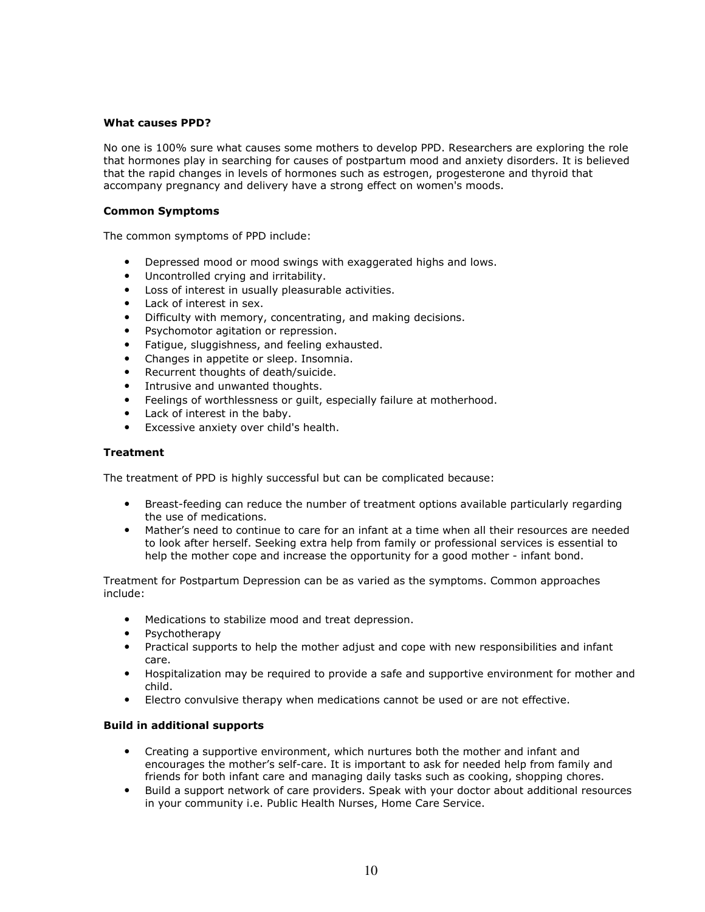### What causes PPD?

No one is 100% sure what causes some mothers to develop PPD. Researchers are exploring the role that hormones play in searching for causes of postpartum mood and anxiety disorders. It is believed that the rapid changes in levels of hormones such as estrogen, progesterone and thyroid that accompany pregnancy and delivery have a strong effect on women's moods.

### Common Symptoms

The common symptoms of PPD include:

- Depressed mood or mood swings with exaggerated highs and lows.
- Uncontrolled crying and irritability.
- Loss of interest in usually pleasurable activities.
- Lack of interest in sex.
- Difficulty with memory, concentrating, and making decisions.
- Psychomotor agitation or repression.
- Fatigue, sluggishness, and feeling exhausted.
- Changes in appetite or sleep. Insomnia.
- Recurrent thoughts of death/suicide.
- Intrusive and unwanted thoughts.
- Feelings of worthlessness or guilt, especially failure at motherhood.
- Lack of interest in the baby.
- Excessive anxiety over child's health.

### Treatment

The treatment of PPD is highly successful but can be complicated because:

- Breast-feeding can reduce the number of treatment options available particularly regarding the use of medications.
- Mather's need to continue to care for an infant at a time when all their resources are needed to look after herself. Seeking extra help from family or professional services is essential to help the mother cope and increase the opportunity for a good mother - infant bond.

Treatment for Postpartum Depression can be as varied as the symptoms. Common approaches include:

- Medications to stabilize mood and treat depression.
- Psychotherapy
- Practical supports to help the mother adjust and cope with new responsibilities and infant care.
- Hospitalization may be required to provide a safe and supportive environment for mother and child.
- Electro convulsive therapy when medications cannot be used or are not effective.

### Build in additional supports

- Creating a supportive environment, which nurtures both the mother and infant and encourages the mother's self-care. It is important to ask for needed help from family and friends for both infant care and managing daily tasks such as cooking, shopping chores.
- Build a support network of care providers. Speak with your doctor about additional resources in your community i.e. Public Health Nurses, Home Care Service.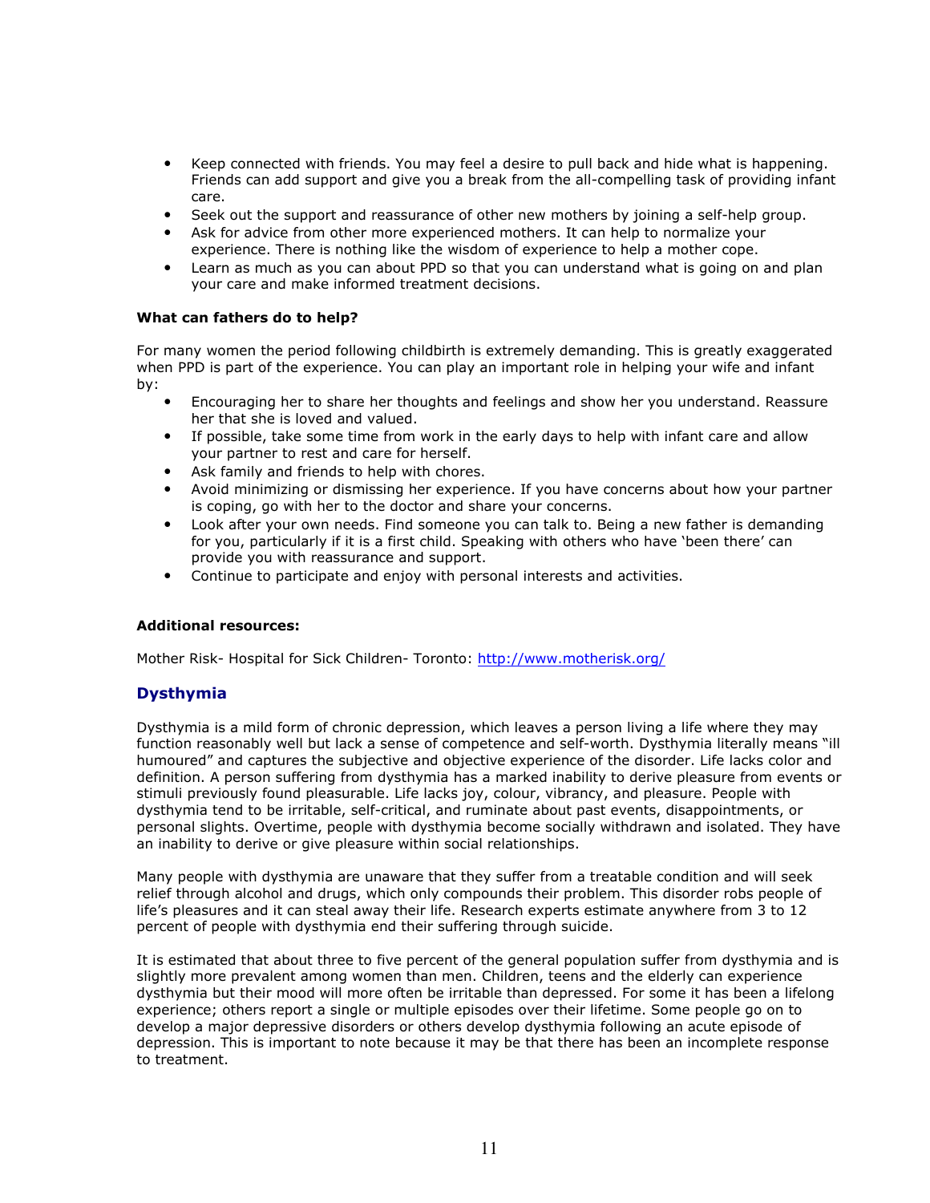- Keep connected with friends. You may feel a desire to pull back and hide what is happening. Friends can add support and give you a break from the all-compelling task of providing infant care.
- Seek out the support and reassurance of other new mothers by joining a self-help group.
- Ask for advice from other more experienced mothers. It can help to normalize your experience. There is nothing like the wisdom of experience to help a mother cope.
- Learn as much as you can about PPD so that you can understand what is going on and plan your care and make informed treatment decisions.

**What can fathers do to help?**

For many women the period following childbirth is extremely demanding. This is greatly exaggerated when PPD is part of the experience. You can play an important role in helping your wife and infant by:

- Encouraging her to share her thoughts and feelings and show her you understand. Reassure her that she is loved and valued.
- If possible, take some time from work in the early days to help with infant care and allow your partner to rest and care for herself.
- Ask family and friends to help with chores.
- Avoid minimizing or dismissing her experience. If you have concerns about how your partner is coping, go with her to the doctor and share your concerns.
- Look after your own needs. Find someone you can talk to. Being a new father is demanding for you, particularly if it is a first child. Speaking with others who have 'been there' can provide you with reassurance and support.
- Continue to participate and enjoy with personal interests and activities.

**Additional resources:**

Mother Risk- Hospital for Sick Children- Toronto: [http://www.motherisk.org/](http://www.motherisk.org/)

## Dysthymia

Dysthymia is a mild form of chronic depression, which leaves a person living a life where they may function reasonably well but lack a sense of competence and self-worth. Dysthymia literally means "ill humoured" and captures the subjective and objective experience of the disorder. Life lacks color and definition. A person suffering from dysthymia has a marked inability to derive pleasure from events or stimuli previously found pleasurable. Life lacks joy, colour, vibrancy, and pleasure. People with dysthymia tend to be irritable, self-critical, and ruminate about past events, disappointments, or personal slights. Overtime, people with dysthymia become socially withdrawn and isolated. They have an inability to derive or give pleasure within social relationships.

Many people with dysthymia are unaware that they suffer from a treatable condition and will seek relief through alcohol and drugs, which only compounds their problem. This disorder robs people of life's pleasures and it can steal away their life. Research experts estimate anywhere from 3 to 12 percent of people with dysthymia end their suffering through suicide.

It is estimated that about three to five percent of the general population suffer from dysthymia and is slightly more prevalent among women than men. Children, teens and the elderly can experience dysthymia but their mood will more often be irritable than depressed. For some it has been a lifelong experience; others report a single or multiple episodes over their lifetime. Some people go on to develop a major depressive disorders or others develop dysthymia following an acute episode of depression. This is important to note because it may be that there has been an incomplete response to treatment.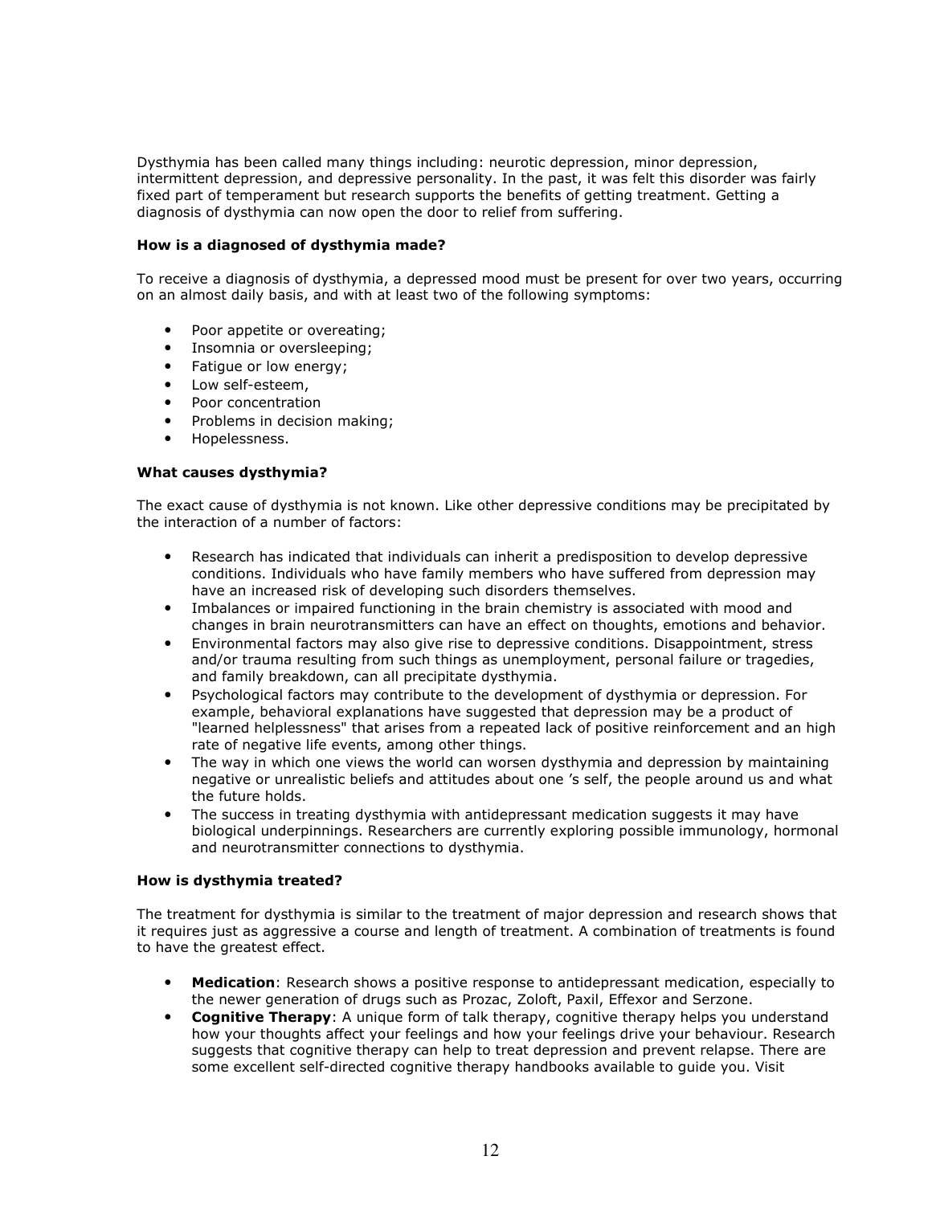Dysthymia has been called many things including: neurotic depression, minor depression, intermittent depression, and depressive personality. In the past, it was felt this disorder was fairly fixed part of temperament but research supports the benefits of getting treatment. Getting a diagnosis of dysthymia can now open the door to relief from suffering.

**How is a diagnosed of dysthymia made?**

To receive a diagnosis of dysthymia, a depressed mood must be present for over two years, occurring on an almost daily basis, and with at least two of the following symptoms:

- Poor appetite or overeating;
- Insomnia or oversleeping;
- Fatigue or low energy;
- Low self-esteem,
- Poor concentration
- Problems in decision making;
- Hopelessness.

**What causes dysthymia?**

The exact cause of dysthymia is not known. Like other depressive conditions may be precipitated by the interaction of a number of factors:

- Research has indicated that individuals can inherit a predisposition to develop depressive conditions. Individuals who have family members who have suffered from depression may have an increased risk of developing such disorders themselves.
- Imbalances or impaired functioning in the brain chemistry is associated with mood and changes in brain neurotransmitters can have an effect on thoughts, emotions and behavior.
- Environmental factors may also give rise to depressive conditions. Disappointment, stress and/or trauma resulting from such things as unemployment, personal failure or tragedies, and family breakdown, can all precipitate dysthymia.
- Psychological factors may contribute to the development of dysthymia or depression. For example, behavioral explanations have suggested that depression may be a product of "learned helplessness" that arises from a repeated lack of positive reinforcement and an high rate of negative life events, among other things.
- The way in which one views the world can worsen dysthymia and depression by maintaining negative or unrealistic beliefs and attitudes about one 's self, the people around us and what the future holds.
- The success in treating dysthymia with antidepressant medication suggests it may have biological underpinnings. Researchers are currently exploring possible immunology, hormonal and neurotransmitter connections to dysthymia.

**How is dysthymia treated?**

The treatment for dysthymia is similar to the treatment of major depression and research shows that it requires just as aggressive a course and length of treatment. A combination of treatments is found to have the greatest effect.

- **Medication**: Research shows a positive response to antidepressant medication, especially to the newer generation of drugs such as Prozac, Zoloft, Paxil, Effexor and Serzone.
- **Cognitive Therapy**: A unique form of talk therapy, cognitive therapy helps you understand how your thoughts affect your feelings and how your feelings drive your behaviour. Research suggests that cognitive therapy can help to treat depression and prevent relapse. There are some excellent self-directed cognitive therapy handbooks available to guide you. Visit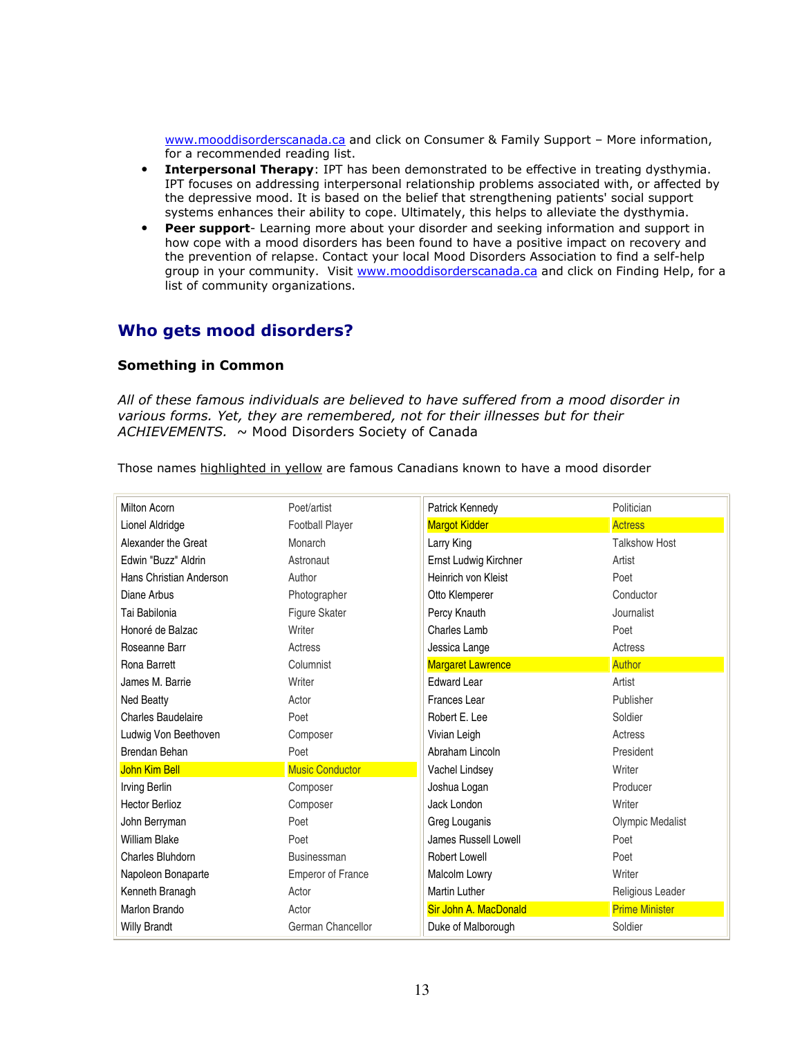[www.mooddisorderscanada.ca](http://www.mooddisorderscanada.ca) and click on Consumer & Family Support – More information, for a recommended reading list.

- **Interpersonal Therapy**: IPT has been demonstrated to be effective in treating dysthymia. IPT focuses on addressing interpersonal relationship problems associated with, or affected by the depressive mood. It is based on the belief that strengthening patients' social support systems enhances their ability to cope. Ultimately, this helps to alleviate the dysthymia.
- **Peer support**- Learning more about your disorder and seeking information and support in how cope with a mood disorders has been found to have a positive impact on recovery and the prevention of relapse. Contact your local Mood Disorders Association to find a self-help group in your community. Visit [www.mooddisorderscanada.ca](http://www.mooddisorderscanada.ca) and click on Finding Help, for a list of community organizations.

## Who gets mood disorders?

### Something in Common

*All of these famous individuals are believed to have suffered from a mood disorder in various forms. Yet, they are remembered, not for their illnesses but for their ACHIEVEMENTS.* ~ Mood Disorders Society of Canada

Those names highlighted in yellow are famous Canadians known to have a mood disorder

| | | | |
|---|---|---|---|
| Milton Acorn | Poet/artist | Patrick Kennedy | Politician |
| Lionel Aldridge | Football Player | Margot Kidder | Actress |
| Alexander the Great | Monarch | Larry King | Talkshow Host |
| Edwin "Buzz" Aldrin | Astronaut | Ernst Ludwig Kirchner | Artist |
| Hans Christian Anderson | Author | Heinrich von Kleist | Poet |
| Diane Arbus | Photographer | Otto Klemperer | Conductor |
| Tai Babilonia | Figure Skater | Percy Knauth | Journalist |
| Honoré de Balzac | Writer | Charles Lamb | Poet |
| Roseanne Barr | Actress | Jessica Lange | Actress |
| Rona Barrett | Columnist | Margaret Lawrence | Author |
| James M. Barrie | Writer | Edward Lear | Artist |
| Ned Beatty | Actor | Frances Lear | Publisher |
| Charles Baudelaire | Poet | Robert E. Lee | Soldier |
| Ludwig Von Beethoven | Composer | Vivian Leigh | Actress |
| Brendan Behan | Poet | Abraham Lincoln | President |
| John Kim Bell | Music Conductor | Vachel Lindsey | Writer |
| Irving Berlin | Composer | Joshua Logan | Producer |
| Hector Berlioz | Composer | Jack London | Writer |
| John Berryman | Poet | Greg Louganis | Olympic Medalist |
| William Blake | Poet | James Russell Lowell | Poet |
| Charles Bluhdorn | Businessman | Robert Lowell | Poet |
| Napoleon Bonaparte | Emperor of France | Malcolm Lowry | Writer |
| Kenneth Branagh | Actor | Martin Luther | Religious Leader |
| Marlon Brando | Actor | Sir John A. MacDonald | Prime Minister |
| Willy Brandt | German Chancellor | Duke of Malborough | Soldier |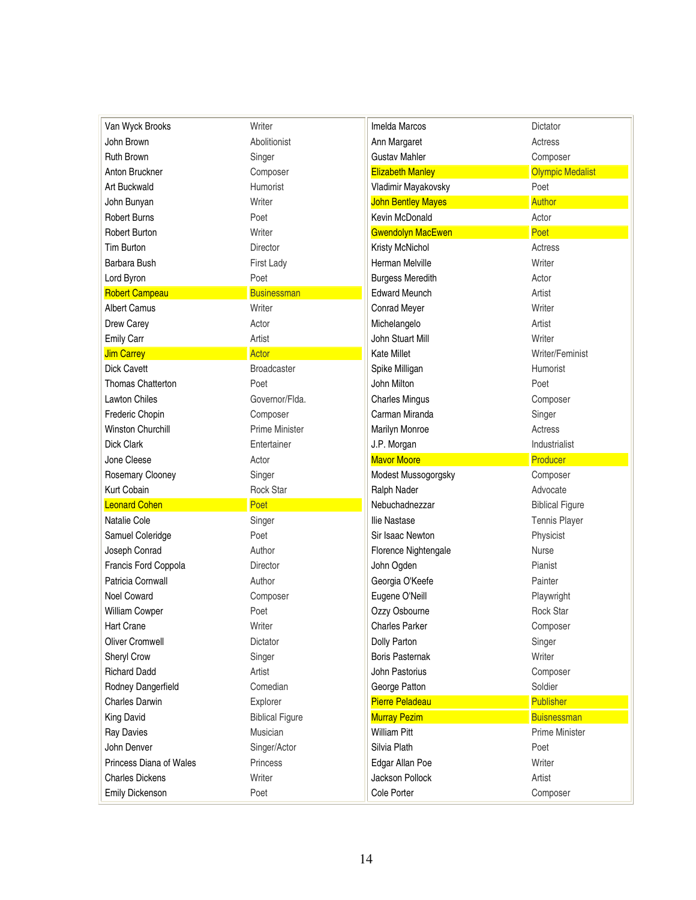| | | | |
|---|---|---|---|
| Van Wyck Brooks | Writer | Imelda Marcos | Dictator |
| John Brown | Abolitionist | Ann Margaret | Actress |
| Ruth Brown | Singer | Gustav Mahler | Composer |
| Anton Bruckner | Composer | Elizabeth Manley | Olympic Medalist |
| Art Buckwald | Humorist | Vladimir Mayakovsky | Poet |
| John Bunyan | Writer | John Bentley Mayes | Author |
| Robert Burns | Poet | Kevin McDonald | Actor |
| Robert Burton | Writer | Gwendolyn MacEwen | Poet |
| Tim Burton | Director | Kristy McNichol | Actress |
| Barbara Bush | First Lady | Herman Melville | Writer |
| Lord Byron | Poet | Burgess Meredith | Actor |
| Robert Campeau | Businessman | Edward Meunch | Artist |
| Albert Camus | Writer | Conrad Meyer | Writer |
| Drew Carey | Actor | Michelangelo | Artist |
| Emily Carr | Artist | John Stuart Mill | Writer |
| Jim Carrey | Actor | Kate Millet | Writer/Feminist |
| Dick Cavett | Broadcaster | Spike Milligan | Humorist |
| Thomas Chatterton | Poet | John Milton | Poet |
| Lawton Chiles | Governor/Flda. | Charles Mingus | Composer |
| Frederic Chopin | Composer | Carman Miranda | Singer |
| Winston Churchill | Prime Minister | Marilyn Monroe | Actress |
| Dick Clark | Entertainer | J.P. Morgan | Industrialist |
| Jone Cleese | Actor | Mavor Moore | Producer |
| Rosemary Clooney | Singer | Modest Mussogorgsky | Composer |
| Kurt Cobain | Rock Star | Ralph Nader | Advocate |
| Leonard Cohen | Poet | Nebuchadnezzar | Biblical Figure |
| Natalie Cole | Singer | Ilie Nastase | Tennis Player |
| Samuel Coleridge | Poet | Sir Isaac Newton | Physicist |
| Joseph Conrad | Author | Florence Nightengale | Nurse |
| Francis Ford Coppola | Director | John Ogden | Pianist |
| Patricia Cornwall | Author | Georgia O'Keefe | Painter |
| Noel Coward | Composer | Eugene O'Neill | Playwright |
| William Cowper | Poet | Ozzy Osbourne | Rock Star |
| Hart Crane | Writer | Charles Parker | Composer |
| Oliver Cromwell | Dictator | Dolly Parton | Singer |
| Sheryl Crow | Singer | Boris Pasternak | Writer |
| Richard Dadd | Artist | John Pastorius | Composer |
| Rodney Dangerfield | Comedian | George Patton | Soldier |
| Charles Darwin | Explorer | Pierre Peladeau | Publisher |
| King David | Biblical Figure | Murray Pezim | Buisnessman |
| Ray Davies | Musician | William Pitt | Prime Minister |
| John Denver | Singer/Actor | Silvia Plath | Poet |
| Princess Diana of Wales | Princess | Edgar Allan Poe | Writer |
| Charles Dickens | Writer | Jackson Pollock | Artist |
| Emily Dickenson | Poet | Cole Porter | Composer |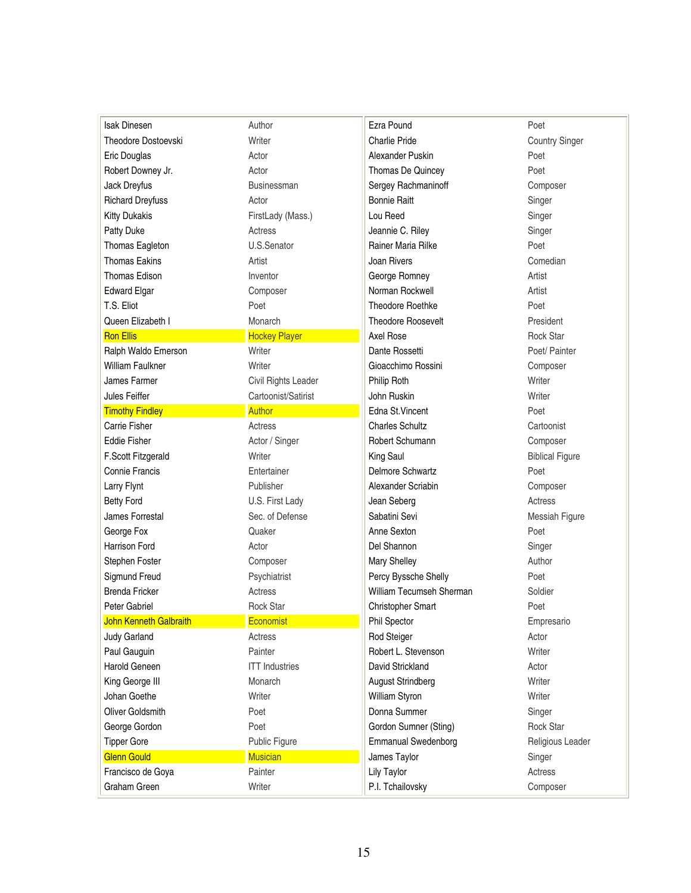| | | | |
|---|---|---|---|
| Isak Dinesen | Author | Ezra Pound | Poet |
| Theodore Dostoevski | Writer | Charlie Pride | Country Singer |
| Eric Douglas | Actor | Alexander Puskin | Poet |
| Robert Downey Jr. | Actor | Thomas De Quincey | Poet |
| Jack Dreyfus | Businessman | Sergey Rachmaninoff | Composer |
| Richard Dreyfuss | Actor | Bonnie Raitt | Singer |
| Kitty Dukakis | FirstLady (Mass.) | Lou Reed | Singer |
| Patty Duke | Actress | Jeannie C. Riley | Singer |
| Thomas Eagleton | U.S.Senator | Rainer Maria Rilke | Poet |
| Thomas Eakins | Artist | Joan Rivers | Comedian |
| Thomas Edison | Inventor | George Romney | Artist |
| Edward Elgar | Composer | Norman Rockwell | Artist |
| T.S. Eliot | Poet | Theodore Roethke | Poet |
| Queen Elizabeth I | Monarch | Theodore Roosevelt | President |
| Ron Ellis | Hockey Player | Axel Rose | Rock Star |
| Ralph Waldo Emerson | Writer | Dante Rossetti | Poet/ Painter |
| William Faulkner | Writer | Gioacchimo Rossini | Composer |
| James Farmer | Civil Rights Leader | Philip Roth | Writer |
| Jules Feiffer | Cartoonist/Satirist | John Ruskin | Writer |
| Timothy Findley | Author | Edna St.Vincent | Poet |
| Carrie Fisher | Actress | Charles Schultz | Cartoonist |
| Eddie Fisher | Actor / Singer | Robert Schumann | Composer |
| F.Scott Fitzgerald | Writer | King Saul | Biblical Figure |
| Connie Francis | Entertainer | Delmore Schwartz | Poet |
| Larry Flynt | Publisher | Alexander Scriabin | Composer |
| Betty Ford | U.S. First Lady | Jean Seberg | Actress |
| James Forrestal | Sec. of Defense | Sabatini Sevi | Messiah Figure |
| George Fox | Quaker | Anne Sexton | Poet |
| Harrison Ford | Actor | Del Shannon | Singer |
| Stephen Foster | Composer | Mary Shelley | Author |
| Sigmund Freud | Psychiatrist | Percy Byssche Shelly | Poet |
| Brenda Fricker | Actress | William Tecumseh Sherman | Soldier |
| Peter Gabriel | Rock Star | Christopher Smart | Poet |
| John Kenneth Galbraith | Economist | Phil Spector | Empresario |
| Judy Garland | Actress | Rod Steiger | Actor |
| Paul Gauguin | Painter | Robert L. Stevenson | Writer |
| Harold Geneen | ITT Industries | David Strickland | Actor |
| King George III | Monarch | August Strindberg | Writer |
| Johan Goethe | Writer | William Styron | Writer |
| Oliver Goldsmith | Poet | Donna Summer | Singer |
| George Gordon | Poet | Gordon Sumner (Sting) | Rock Star |
| Tipper Gore | Public Figure | Emmanual Swedenborg | Religious Leader |
| Glenn Gould | Musician | James Taylor | Singer |
| Francisco de Goya | Painter | Lily Taylor | Actress |
| Graham Green | Writer | P.I. Tchailovsky | Composer |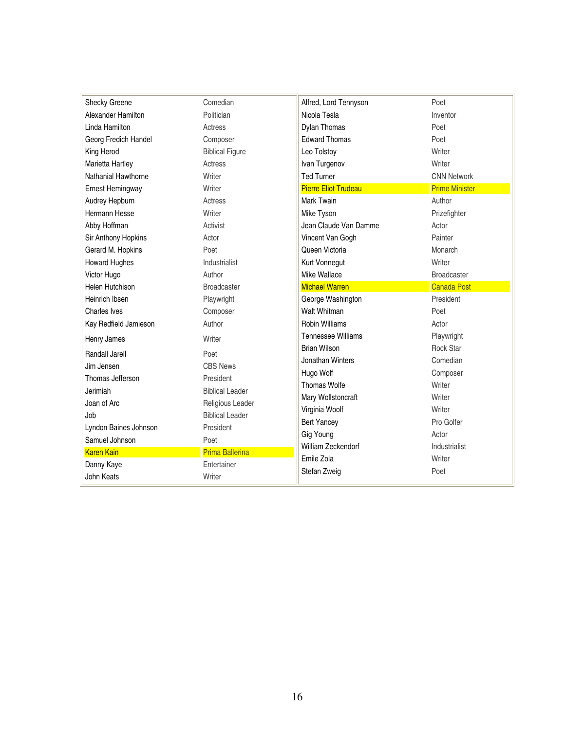| | | | |
|---|---|---|---|
| Shecky Greene | Comedian | Alfred, Lord Tennyson | Poet |
| Alexander Hamilton | Politician | Nicola Tesla | Inventor |
| Linda Hamilton | Actress | Dylan Thomas | Poet |
| Georg Fredich Handel | Composer | Edward Thomas | Poet |
| King Herod | Biblical Figure | Leo Tolstoy | Writer |
| Marietta Hartley | Actress | Ivan Turgenov | Writer |
| Nathanial Hawthorne | Writer | Ted Turner | CNN Network |
| Ernest Hemingway | Writer | Pierre Eliot Trudeau | Prime Minister |
| Audrey Hepburn | Actress | Mark Twain | Author |
| Hermann Hesse | Writer | Mike Tyson | Prizefighter |
| Abby Hoffman | Activist | Jean Claude Van Damme | Actor |
| Sir Anthony Hopkins | Actor | Vincent Van Gogh | Painter |
| Gerard M. Hopkins | Poet | Queen Victoria | Monarch |
| Howard Hughes | Industrialist | Kurt Vonnegut | Writer |
| Victor Hugo | Author | Mike Wallace | Broadcaster |
| Helen Hutchison | Broadcaster | Michael Warren | Canada Post |
| Heinrich Ibsen | Playwright | George Washington | President |
| Charles Ives | Composer | Walt Whitman | Poet |
| Kay Redfield Jamieson | Author | Robin Williams | Actor |
| Henry James | Writer | Tennessee Williams | Playwright |
| Randall Jarell | Poet | Brian Wilson | Rock Star |
| Jim Jensen | CBS News | Jonathan Winters | Comedian |
| Thomas Jefferson | President | Hugo Wolf | Composer |
| Jerimiah | Biblical Leader | Thomas Wolfe | Writer |
| Joan of Arc | Religious Leader | Mary Wollstoncraft | Writer |
| Job | Biblical Leader | Virginia Woolf | Writer |
| Lyndon Baines Johnson | President | Bert Yancey | Pro Golfer |
| Samuel Johnson | Poet | Gig Young | Actor |
| Karen Kain | Prima Ballerina | William Zeckendorf | Industrialist |
| Danny Kaye | Entertainer | Emile Zola | Writer |
| John Keats | Writer | Stefan Zweig | Poet |